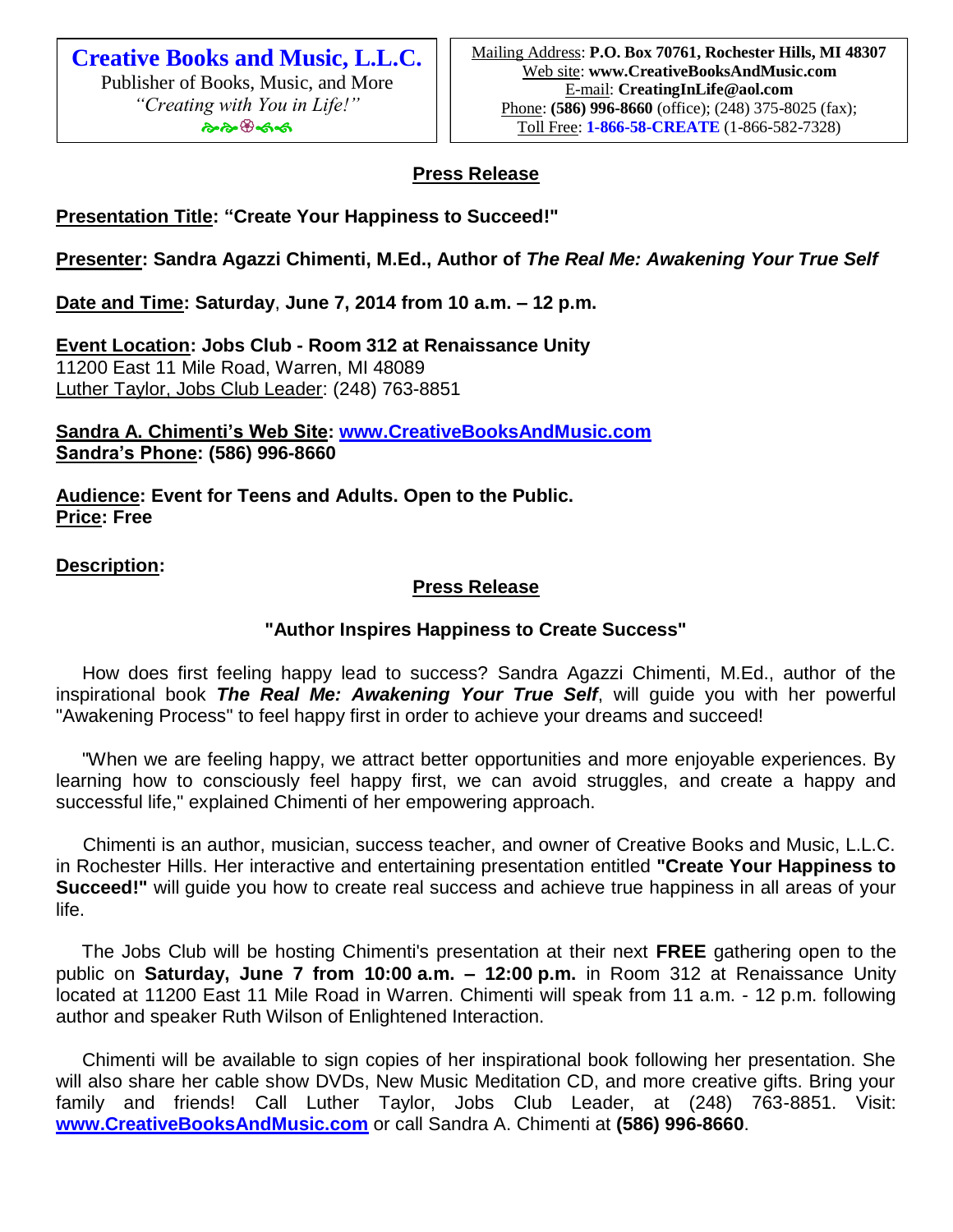**Creative Books and Music, L.L.C.**
Publisher of Books, Music, and More
*"Creating with You in Life!"*

Mailing Address: **P.O. Box 70761, Rochester Hills, MI 48307**
Web site: **www.CreativeBooksAndMusic.com**
E-mail: **CreatingInLife@aol.com**
Phone: **(586) 996-8660** (office); (248) 375-8025 (fax);
Toll Free: **1-866-58-CREATE** (1-866-582-7328)

## Press Release

**Presentation Title: "Create Your Happiness to Succeed!"**

**Presenter: Sandra Agazzi Chimenti, M.Ed., Author of *The Real Me: Awakening Your True Self***

**Date and Time: Saturday, June 7, 2014 from 10 a.m. – 12 p.m.**

**Event Location: Jobs Club - Room 312 at Renaissance Unity**
11200 East 11 Mile Road, Warren, MI 48089
Luther Taylor, Jobs Club Leader: (248) 763-8851

**Sandra A. Chimenti's Web Site: www.CreativeBooksAndMusic.com**
**Sandra's Phone: (586) 996-8660**

**Audience: Event for Teens and Adults. Open to the Public.**
**Price: Free**

**Description:**

## Press Release

### "Author Inspires Happiness to Create Success"

How does first feeling happy lead to success? Sandra Agazzi Chimenti, M.Ed., author of the inspirational book ***The Real Me: Awakening Your True Self***, will guide you with her powerful "Awakening Process" to feel happy first in order to achieve your dreams and succeed!

"When we are feeling happy, we attract better opportunities and more enjoyable experiences. By learning how to consciously feel happy first, we can avoid struggles, and create a happy and successful life," explained Chimenti of her empowering approach.

Chimenti is an author, musician, success teacher, and owner of Creative Books and Music, L.L.C. in Rochester Hills. Her interactive and entertaining presentation entitled **"Create Your Happiness to Succeed!"** will guide you how to create real success and achieve true happiness in all areas of your life.

The Jobs Club will be hosting Chimenti's presentation at their next **FREE** gathering open to the public on **Saturday, June 7 from 10:00 a.m. – 12:00 p.m.** in Room 312 at Renaissance Unity located at 11200 East 11 Mile Road in Warren. Chimenti will speak from 11 a.m. - 12 p.m. following author and speaker Ruth Wilson of Enlightened Interaction.

Chimenti will be available to sign copies of her inspirational book following her presentation. She will also share her cable show DVDs, New Music Meditation CD, and more creative gifts. Bring your family and friends! Call Luther Taylor, Jobs Club Leader, at (248) 763-8851. Visit: **www.CreativeBooksAndMusic.com** or call Sandra A. Chimenti at **(586) 996-8660**.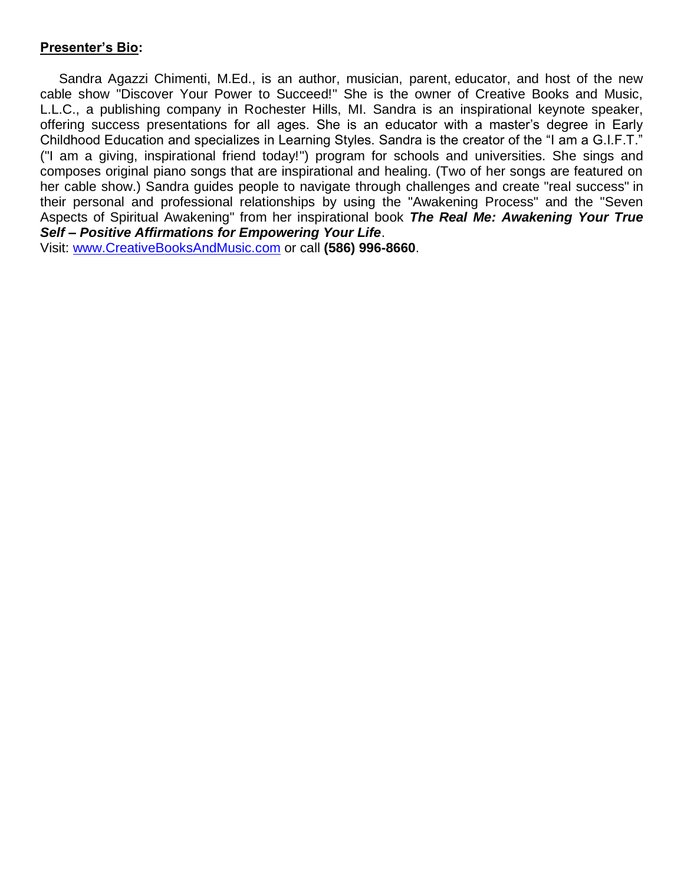**<u>Presenter's Bio</u>:**

Sandra Agazzi Chimenti, M.Ed., is an author, musician, parent, educator, and host of the new cable show "Discover Your Power to Succeed!" She is the owner of Creative Books and Music, L.L.C., a publishing company in Rochester Hills, MI. Sandra is an inspirational keynote speaker, offering success presentations for all ages. She is an educator with a master's degree in Early Childhood Education and specializes in Learning Styles. Sandra is the creator of the "I am a G.I.F.T." ("I am a giving, inspirational friend today!") program for schools and universities. She sings and composes original piano songs that are inspirational and healing. (Two of her songs are featured on her cable show.) Sandra guides people to navigate through challenges and create "real success" in their personal and professional relationships by using the "Awakening Process" and the "Seven Aspects of Spiritual Awakening" from her inspirational book ***The Real Me: Awakening Your True Self – Positive Affirmations for Empowering Your Life***.

Visit: [www.CreativeBooksAndMusic.com](http://www.CreativeBooksAndMusic.com) or call **(586) 996-8660**.